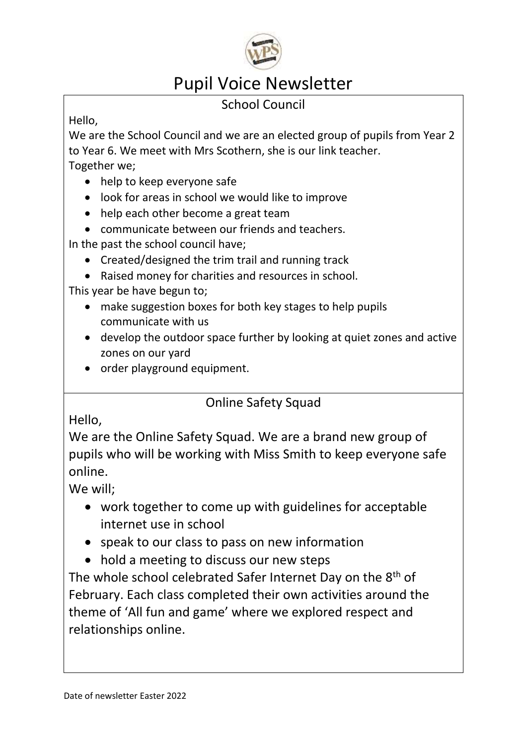# Pupil Voice Newsletter

## School Council

Hello,

We are the School Council and we are an elected group of pupils from Year 2 to Year 6. We meet with Mrs Scothern, she is our link teacher.

Together we;

- help to keep everyone safe
- look for areas in school we would like to improve
- help each other become a great team
- communicate between our friends and teachers.

In the past the school council have;

- Created/designed the trim trail and running track
- Raised money for charities and resources in school.

This year be have begun to;

- make suggestion boxes for both key stages to help pupils communicate with us
- develop the outdoor space further by looking at quiet zones and active zones on our yard
- order playground equipment.

## Online Safety Squad

Hello,

We are the Online Safety Squad. We are a brand new group of pupils who will be working with Miss Smith to keep everyone safe online.

We will;

- work together to come up with guidelines for acceptable internet use in school
- speak to our class to pass on new information
- hold a meeting to discuss our new steps

The whole school celebrated Safer Internet Day on the 8th of February. Each class completed their own activities around the theme of 'All fun and game' where we explored respect and relationships online.

Date of newsletter Easter 2022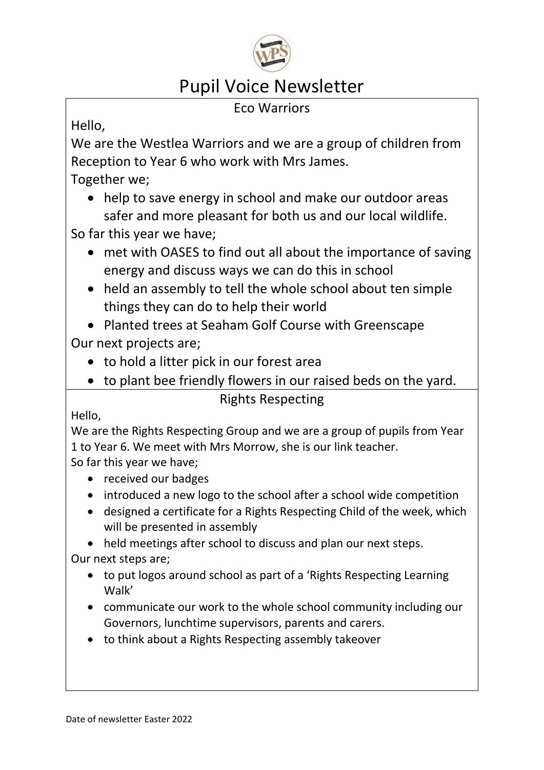# Pupil Voice Newsletter

## Eco Warriors

Hello,

We are the Westlea Warriors and we are a group of children from Reception to Year 6 who work with Mrs James.

Together we;

- help to save energy in school and make our outdoor areas safer and more pleasant for both us and our local wildlife.

So far this year we have;

- met with OASES to find out all about the importance of saving energy and discuss ways we can do this in school
- held an assembly to tell the whole school about ten simple things they can do to help their world
- Planted trees at Seaham Golf Course with Greenscape

Our next projects are;

- to hold a litter pick in our forest area
- to plant bee friendly flowers in our raised beds on the yard.

## Rights Respecting

Hello,

We are the Rights Respecting Group and we are a group of pupils from Year 1 to Year 6. We meet with Mrs Morrow, she is our link teacher.

So far this year we have;

- received our badges
- introduced a new logo to the school after a school wide competition
- designed a certificate for a Rights Respecting Child of the week, which will be presented in assembly
- held meetings after school to discuss and plan our next steps.

Our next steps are;

- to put logos around school as part of a 'Rights Respecting Learning Walk'
- communicate our work to the whole school community including our Governors, lunchtime supervisors, parents and carers.
- to think about a Rights Respecting assembly takeover

Date of newsletter Easter 2022